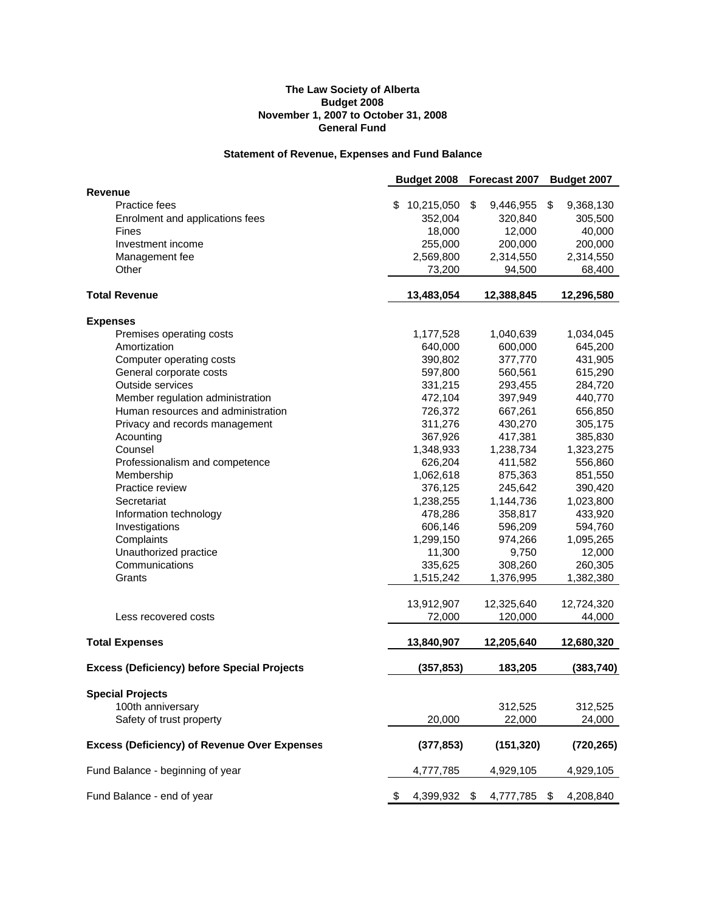**The Law Society of Alberta**
**Budget 2008**
**November 1, 2007 to October 31, 2008**
**General Fund**

## Statement of Revenue, Expenses and Fund Balance

| | Budget 2008 | Forecast 2007 | Budget 2007 |
|---|---|---|---|
| **Revenue** | | | |
| Practice fees | $ 10,215,050 | $ 9,446,955 | $ 9,368,130 |
| Enrolment and applications fees | 352,004 | 320,840 | 305,500 |
| Fines | 18,000 | 12,000 | 40,000 |
| Investment income | 255,000 | 200,000 | 200,000 |
| Management fee | 2,569,800 | 2,314,550 | 2,314,550 |
| Other | 73,200 | 94,500 | 68,400 |
| **Total Revenue** | **13,483,054** | **12,388,845** | **12,296,580** |
| **Expenses** | | | |
| Premises operating costs | 1,177,528 | 1,040,639 | 1,034,045 |
| Amortization | 640,000 | 600,000 | 645,200 |
| Computer operating costs | 390,802 | 377,770 | 431,905 |
| General corporate costs | 597,800 | 560,561 | 615,290 |
| Outside services | 331,215 | 293,455 | 284,720 |
| Member regulation administration | 472,104 | 397,949 | 440,770 |
| Human resources and administration | 726,372 | 667,261 | 656,850 |
| Privacy and records management | 311,276 | 430,270 | 305,175 |
| Acounting | 367,926 | 417,381 | 385,830 |
| Counsel | 1,348,933 | 1,238,734 | 1,323,275 |
| Professionalism and competence | 626,204 | 411,582 | 556,860 |
| Membership | 1,062,618 | 875,363 | 851,550 |
| Practice review | 376,125 | 245,642 | 390,420 |
| Secretariat | 1,238,255 | 1,144,736 | 1,023,800 |
| Information technology | 478,286 | 358,817 | 433,920 |
| Investigations | 606,146 | 596,209 | 594,760 |
| Complaints | 1,299,150 | 974,266 | 1,095,265 |
| Unauthorized practice | 11,300 | 9,750 | 12,000 |
| Communications | 335,625 | 308,260 | 260,305 |
| Grants | 1,515,242 | 1,376,995 | 1,382,380 |
| | 13,912,907 | 12,325,640 | 12,724,320 |
| Less recovered costs | 72,000 | 120,000 | 44,000 |
| **Total Expenses** | **13,840,907** | **12,205,640** | **12,680,320** |
| **Excess (Deficiency) before Special Projects** | **(357,853)** | **183,205** | **(383,740)** |
| **Special Projects** | | | |
| 100th anniversary | | 312,525 | 312,525 |
| Safety of trust property | 20,000 | 22,000 | 24,000 |
| **Excess (Deficiency) of Revenue Over Expenses** | **(377,853)** | **(151,320)** | **(720,265)** |
| Fund Balance - beginning of year | 4,777,785 | 4,929,105 | 4,929,105 |
| Fund Balance - end of year | $ 4,399,932 | $ 4,777,785 | $ 4,208,840 |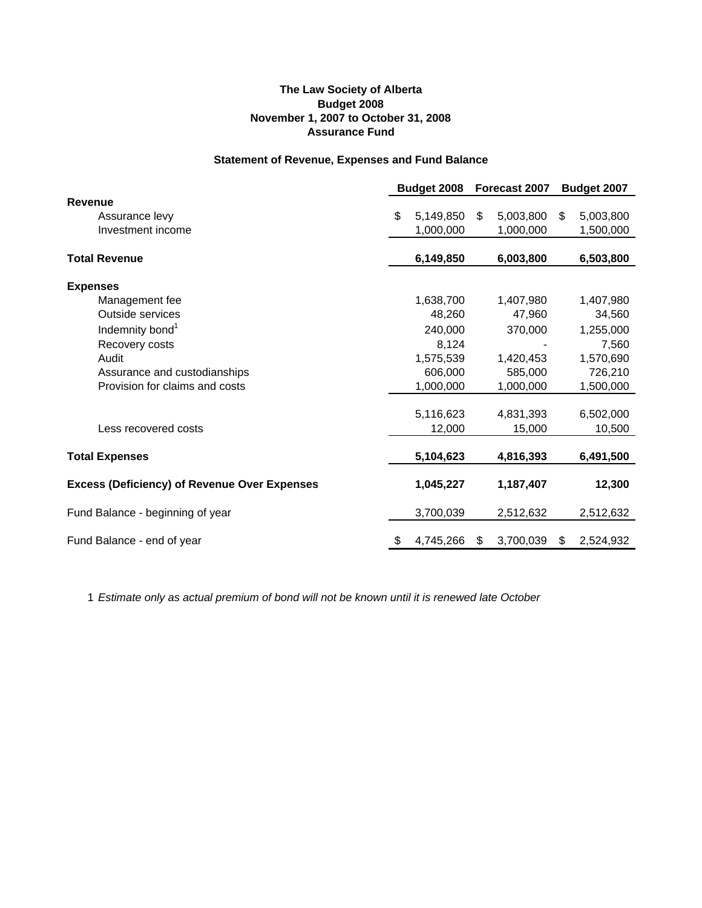**The Law Society of Alberta**
**Budget 2008**
**November 1, 2007 to October 31, 2008**
**Assurance Fund**

**Statement of Revenue, Expenses and Fund Balance**

| | Budget 2008 | Forecast 2007 | Budget 2007 |
|---|---|---|---|
| **Revenue** | | | |
| Assurance levy | $ 5,149,850 | $ 5,003,800 | $ 5,003,800 |
| Investment income | 1,000,000 | 1,000,000 | 1,500,000 |
| **Total Revenue** | **6,149,850** | **6,003,800** | **6,503,800** |
| **Expenses** | | | |
| Management fee | 1,638,700 | 1,407,980 | 1,407,980 |
| Outside services | 48,260 | 47,960 | 34,560 |
| Indemnity bond[1] | 240,000 | 370,000 | 1,255,000 |
| Recovery costs | 8,124 | - | 7,560 |
| Audit | 1,575,539 | 1,420,453 | 1,570,690 |
| Assurance and custodianships | 606,000 | 585,000 | 726,210 |
| Provision for claims and costs | 1,000,000 | 1,000,000 | 1,500,000 |
| | 5,116,623 | 4,831,393 | 6,502,000 |
| Less recovered costs | 12,000 | 15,000 | 10,500 |
| **Total Expenses** | **5,104,623** | **4,816,393** | **6,491,500** |
| **Excess (Deficiency) of Revenue Over Expenses** | **1,045,227** | **1,187,407** | **12,300** |
| Fund Balance - beginning of year | 3,700,039 | 2,512,632 | 2,512,632 |
| Fund Balance - end of year | $ 4,745,266 | $ 3,700,039 | $ 2,524,932 |

1 *Estimate only as actual premium of bond will not be known until it is renewed late October*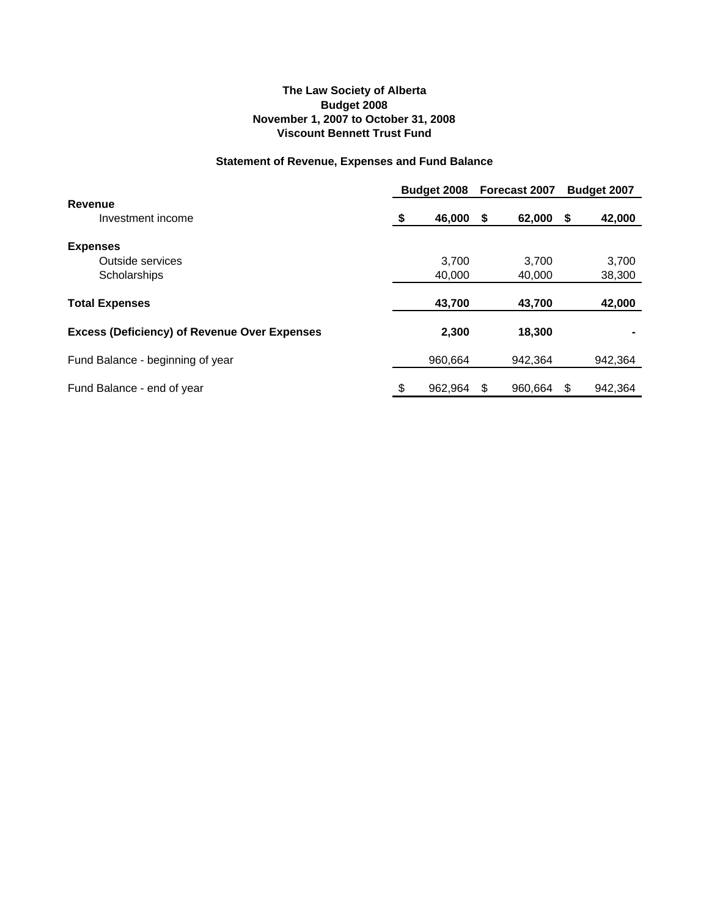**The Law Society of Alberta**
**Budget 2008**
**November 1, 2007 to October 31, 2008**
**Viscount Bennett Trust Fund**

**Statement of Revenue, Expenses and Fund Balance**

| | Budget 2008 | Forecast 2007 | Budget 2007 |
|---|---|---|---|
| **Revenue** | | | |
| Investment income | **$ 46,000** | **$ 62,000** | **$ 42,000** |
| **Expenses** | | | |
| Outside services | 3,700 | 3,700 | 3,700 |
| Scholarships | 40,000 | 40,000 | 38,300 |
| **Total Expenses** | **43,700** | **43,700** | **42,000** |
| **Excess (Deficiency) of Revenue Over Expenses** | **2,300** | **18,300** | **-** |
| Fund Balance - beginning of year | 960,664 | 942,364 | 942,364 |
| Fund Balance - end of year | $ 962,964 | $ 960,664 | $ 942,364 |